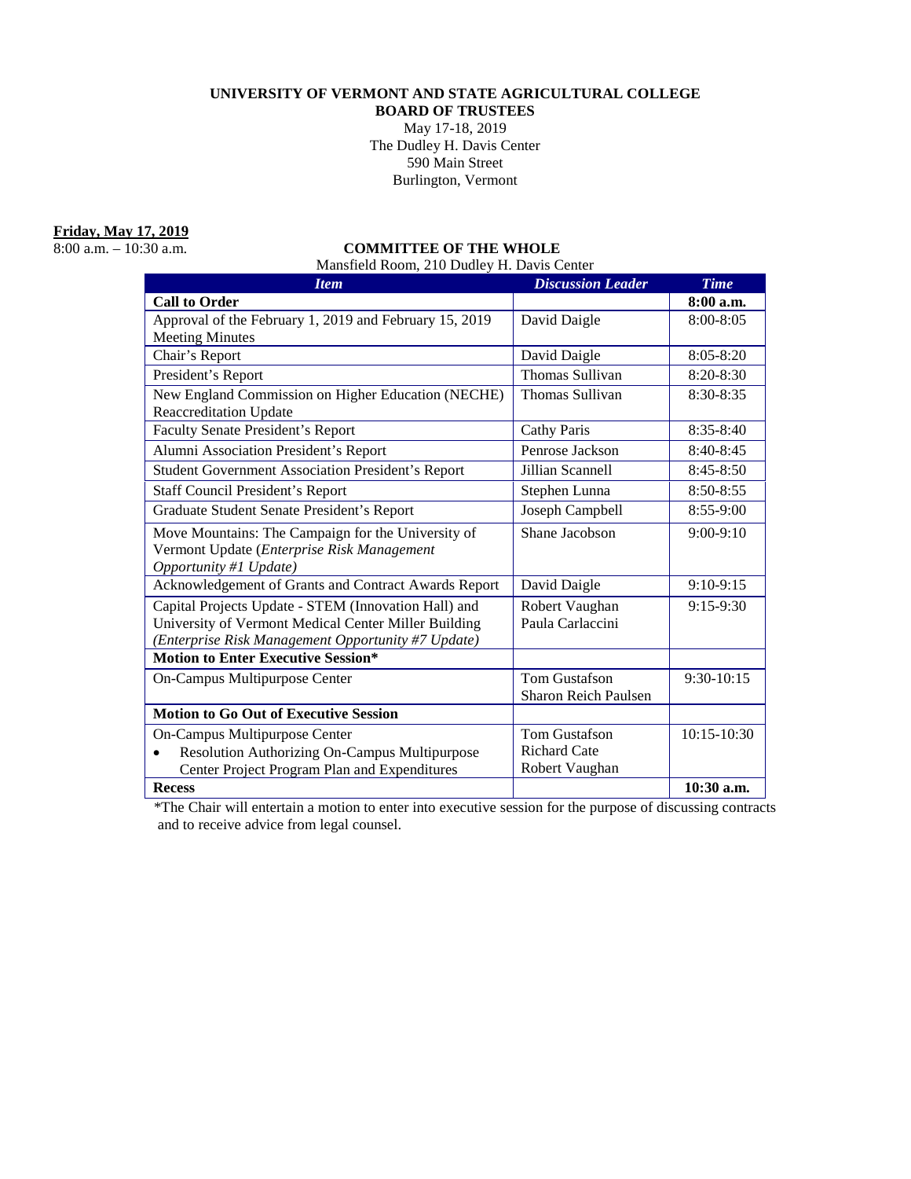**UNIVERSITY OF VERMONT AND STATE AGRICULTURAL COLLEGE**
**BOARD OF TRUSTEES**
May 17-18, 2019
The Dudley H. Davis Center
590 Main Street
Burlington, Vermont

**Friday, May 17, 2019**
8:00 a.m. – 10:30 a.m.

**COMMITTEE OF THE WHOLE**
Mansfield Room, 210 Dudley H. Davis Center

| *Item* | *Discussion Leader* | *Time* |
|---|---|---|
| **Call to Order** | | **8:00 a.m.** |
| Approval of the February 1, 2019 and February 15, 2019 Meeting Minutes | David Daigle | 8:00-8:05 |
| Chair's Report | David Daigle | 8:05-8:20 |
| President's Report | Thomas Sullivan | 8:20-8:30 |
| New England Commission on Higher Education (NECHE) Reaccreditation Update | Thomas Sullivan | 8:30-8:35 |
| Faculty Senate President's Report | Cathy Paris | 8:35-8:40 |
| Alumni Association President's Report | Penrose Jackson | 8:40-8:45 |
| Student Government Association President's Report | Jillian Scannell | 8:45-8:50 |
| Staff Council President's Report | Stephen Lunna | 8:50-8:55 |
| Graduate Student Senate President's Report | Joseph Campbell | 8:55-9:00 |
| Move Mountains: The Campaign for the University of Vermont Update (*Enterprise Risk Management Opportunity #1 Update)* | Shane Jacobson | 9:00-9:10 |
| Acknowledgement of Grants and Contract Awards Report | David Daigle | 9:10-9:15 |
| Capital Projects Update - STEM (Innovation Hall) and University of Vermont Medical Center Miller Building *(Enterprise Risk Management Opportunity #7 Update)* | Robert Vaughan<br>Paula Carlaccini | 9:15-9:30 |
| **Motion to Enter Executive Session*** | | |
| On-Campus Multipurpose Center | Tom Gustafson<br>Sharon Reich Paulsen | 9:30-10:15 |
| **Motion to Go Out of Executive Session** | | |
| On-Campus Multipurpose Center<br>• Resolution Authorizing On-Campus Multipurpose Center Project Program Plan and Expenditures | Tom Gustafson<br>Richard Cate<br>Robert Vaughan | 10:15-10:30 |
| **Recess** | | **10:30 a.m.** |

*The Chair will entertain a motion to enter into executive session for the purpose of discussing contracts and to receive advice from legal counsel.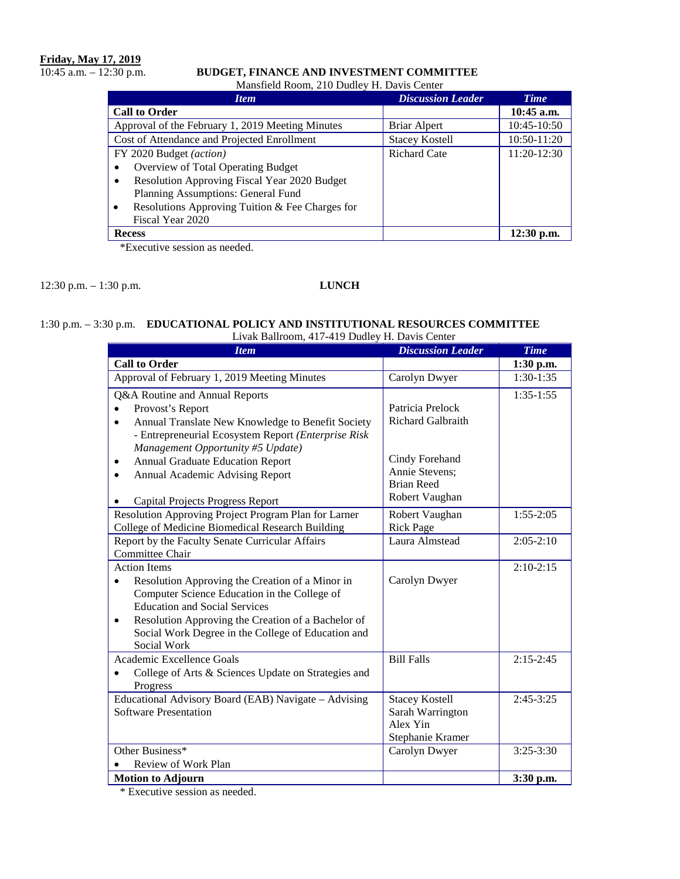**Friday, May 17, 2019**

10:45 a.m. – 12:30 p.m. **BUDGET, FINANCE AND INVESTMENT COMMITTEE**

Mansfield Room, 210 Dudley H. Davis Center

| *Item* | *Discussion Leader* | *Time* |
|---|---|---|
| **Call to Order** | | **10:45 a.m.** |
| Approval of the February 1, 2019 Meeting Minutes | Briar Alpert | 10:45-10:50 |
| Cost of Attendance and Projected Enrollment | Stacey Kostell | 10:50-11:20 |
| FY 2020 Budget *(action)*<br>• Overview of Total Operating Budget<br>• Resolution Approving Fiscal Year 2020 Budget Planning Assumptions: General Fund<br>• Resolutions Approving Tuition & Fee Charges for Fiscal Year 2020 | Richard Cate | 11:20-12:30 |
| **Recess** | | **12:30 p.m.** |

*Executive session as needed.

12:30 p.m. – 1:30 p.m. **LUNCH**

1:30 p.m. – 3:30 p.m. **EDUCATIONAL POLICY AND INSTITUTIONAL RESOURCES COMMITTEE**

Livak Ballroom, 417-419 Dudley H. Davis Center

| *Item* | *Discussion Leader* | *Time* |
|---|---|---|
| **Call to Order** | | **1:30 p.m.** |
| Approval of February 1, 2019 Meeting Minutes | Carolyn Dwyer | 1:30-1:35 |
| Q&A Routine and Annual Reports<br>• Provost's Report<br>• Annual Translate New Knowledge to Benefit Society - Entrepreneurial Ecosystem Report *(Enterprise Risk Management Opportunity #5 Update)*<br>• Annual Graduate Education Report<br>• Annual Academic Advising Report<br>• Capital Projects Progress Report | Patricia Prelock<br>Richard Galbraith<br>Cindy Forehand<br>Annie Stevens;<br>Brian Reed<br>Robert Vaughan | 1:35-1:55 |
| Resolution Approving Project Program Plan for Larner College of Medicine Biomedical Research Building | Robert Vaughan<br>Rick Page | 1:55-2:05 |
| Report by the Faculty Senate Curricular Affairs Committee Chair | Laura Almstead | 2:05-2:10 |
| Action Items<br>• Resolution Approving the Creation of a Minor in Computer Science Education in the College of Education and Social Services<br>• Resolution Approving the Creation of a Bachelor of Social Work Degree in the College of Education and Social Work | Carolyn Dwyer | 2:10-2:15 |
| Academic Excellence Goals<br>• College of Arts & Sciences Update on Strategies and Progress | Bill Falls | 2:15-2:45 |
| Educational Advisory Board (EAB) Navigate – Advising Software Presentation | Stacey Kostell<br>Sarah Warrington<br>Alex Yin<br>Stephanie Kramer | 2:45-3:25 |
| Other Business*<br>• Review of Work Plan | Carolyn Dwyer | 3:25-3:30 |
| **Motion to Adjourn** | | **3:30 p.m.** |

\* Executive session as needed.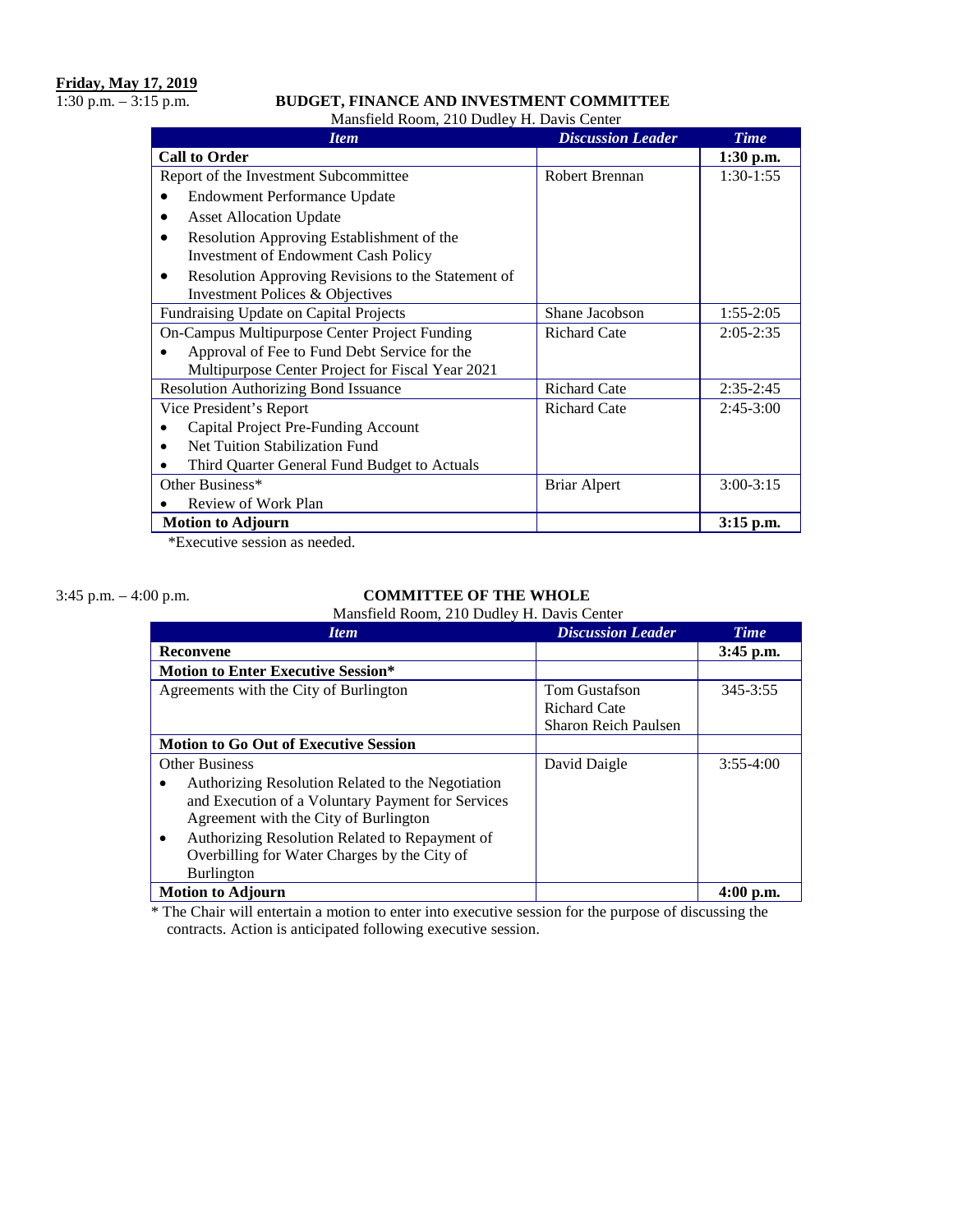**Friday, May 17, 2019**

1:30 p.m. – 3:15 p.m.

**BUDGET, FINANCE AND INVESTMENT COMMITTEE**

Mansfield Room, 210 Dudley H. Davis Center

| *Item* | *Discussion Leader* | *Time* |
|---|---|---|
| **Call to Order** | | **1:30 p.m.** |
| Report of the Investment Subcommittee<br>• Endowment Performance Update<br>• Asset Allocation Update<br>• Resolution Approving Establishment of the Investment of Endowment Cash Policy<br>• Resolution Approving Revisions to the Statement of Investment Polices & Objectives | Robert Brennan | 1:30-1:55 |
| Fundraising Update on Capital Projects | Shane Jacobson | 1:55-2:05 |
| On-Campus Multipurpose Center Project Funding<br>• Approval of Fee to Fund Debt Service for the Multipurpose Center Project for Fiscal Year 2021 | Richard Cate | 2:05-2:35 |
| Resolution Authorizing Bond Issuance | Richard Cate | 2:35-2:45 |
| Vice President's Report<br>• Capital Project Pre-Funding Account<br>• Net Tuition Stabilization Fund<br>• Third Quarter General Fund Budget to Actuals | Richard Cate | 2:45-3:00 |
| Other Business*<br>• Review of Work Plan | Briar Alpert | 3:00-3:15 |
| **Motion to Adjourn** | | **3:15 p.m.** |

*Executive session as needed.

3:45 p.m. – 4:00 p.m.

**COMMITTEE OF THE WHOLE**

Mansfield Room, 210 Dudley H. Davis Center

| *Item* | *Discussion Leader* | *Time* |
|---|---|---|
| **Reconvene** | | **3:45 p.m.** |
| **Motion to Enter Executive Session*** | | |
| Agreements with the City of Burlington | Tom Gustafson<br>Richard Cate<br>Sharon Reich Paulsen | 345-3:55 |
| **Motion to Go Out of Executive Session** | | |
| Other Business<br>• Authorizing Resolution Related to the Negotiation and Execution of a Voluntary Payment for Services Agreement with the City of Burlington<br>• Authorizing Resolution Related to Repayment of Overbilling for Water Charges by the City of Burlington | David Daigle | 3:55-4:00 |
| **Motion to Adjourn** | | **4:00 p.m.** |

* The Chair will entertain a motion to enter into executive session for the purpose of discussing the contracts. Action is anticipated following executive session.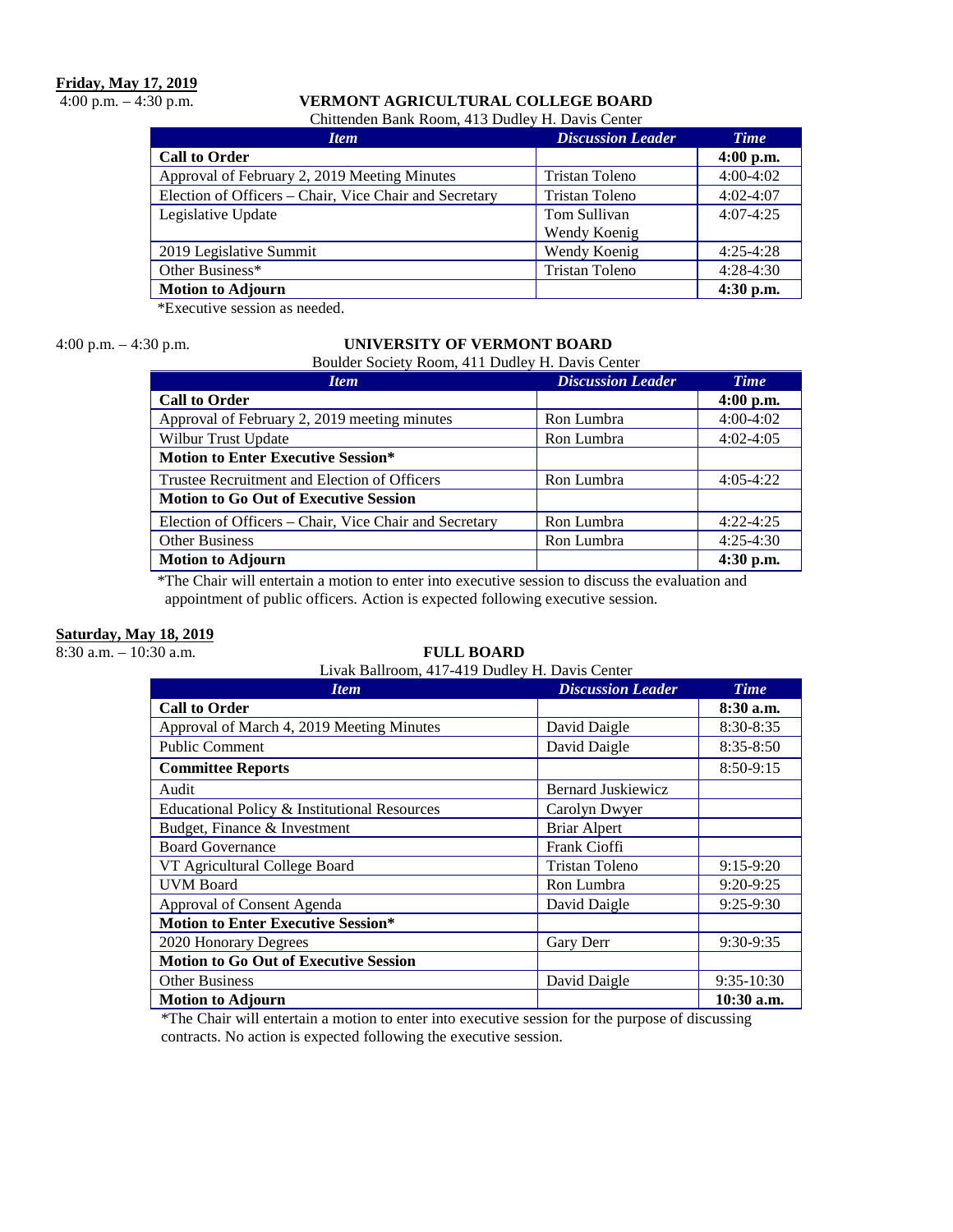**Friday, May 17, 2019**

4:00 p.m. – 4:30 p.m.

**VERMONT AGRICULTURAL COLLEGE BOARD**

Chittenden Bank Room, 413 Dudley H. Davis Center

| *Item* | *Discussion Leader* | *Time* |
|---|---|---|
| **Call to Order** | | **4:00 p.m.** |
| Approval of February 2, 2019 Meeting Minutes | Tristan Toleno | 4:00-4:02 |
| Election of Officers – Chair, Vice Chair and Secretary | Tristan Toleno | 4:02-4:07 |
| Legislative Update | Tom Sullivan<br>Wendy Koenig | 4:07-4:25 |
| 2019 Legislative Summit | Wendy Koenig | 4:25-4:28 |
| Other Business* | Tristan Toleno | 4:28-4:30 |
| **Motion to Adjourn** | | **4:30 p.m.** |

*Executive session as needed.

4:00 p.m. – 4:30 p.m.

**UNIVERSITY OF VERMONT BOARD**

Boulder Society Room, 411 Dudley H. Davis Center

| *Item* | *Discussion Leader* | *Time* |
|---|---|---|
| **Call to Order** | | **4:00 p.m.** |
| Approval of February 2, 2019 meeting minutes | Ron Lumbra | 4:00-4:02 |
| Wilbur Trust Update | Ron Lumbra | 4:02-4:05 |
| **Motion to Enter Executive Session*** | | |
| Trustee Recruitment and Election of Officers | Ron Lumbra | 4:05-4:22 |
| **Motion to Go Out of Executive Session** | | |
| Election of Officers – Chair, Vice Chair and Secretary | Ron Lumbra | 4:22-4:25 |
| Other Business | Ron Lumbra | 4:25-4:30 |
| **Motion to Adjourn** | | **4:30 p.m.** |

*The Chair will entertain a motion to enter into executive session to discuss the evaluation and appointment of public officers. Action is expected following executive session.

**Saturday, May 18, 2019**

8:30 a.m. – 10:30 a.m.

**FULL BOARD**

Livak Ballroom, 417-419 Dudley H. Davis Center

| *Item* | *Discussion Leader* | *Time* |
|---|---|---|
| **Call to Order** | | **8:30 a.m.** |
| Approval of March 4, 2019 Meeting Minutes | David Daigle | 8:30-8:35 |
| Public Comment | David Daigle | 8:35-8:50 |
| **Committee Reports** | | 8:50-9:15 |
| Audit | Bernard Juskiewicz | |
| Educational Policy & Institutional Resources | Carolyn Dwyer | |
| Budget, Finance & Investment | Briar Alpert | |
| Board Governance | Frank Cioffi | |
| VT Agricultural College Board | Tristan Toleno | 9:15-9:20 |
| UVM Board | Ron Lumbra | 9:20-9:25 |
| Approval of Consent Agenda | David Daigle | 9:25-9:30 |
| **Motion to Enter Executive Session*** | | |
| 2020 Honorary Degrees | Gary Derr | 9:30-9:35 |
| **Motion to Go Out of Executive Session** | | |
| Other Business | David Daigle | 9:35-10:30 |
| **Motion to Adjourn** | | **10:30 a.m.** |

*The Chair will entertain a motion to enter into executive session for the purpose of discussing contracts. No action is expected following the executive session.